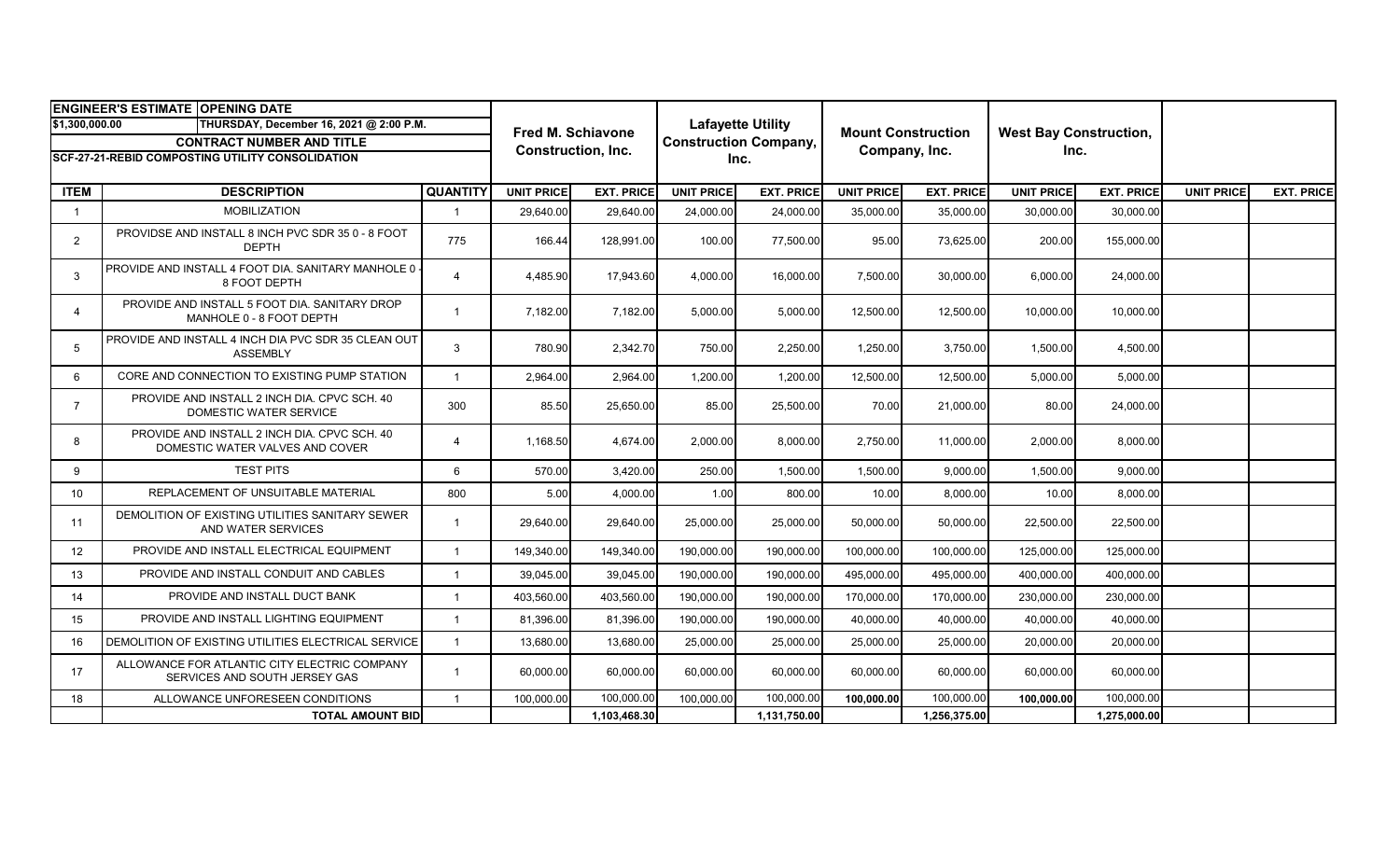| ENGINEER'S ESTIMATE | OPENING DATE | | Fred M. Schiavone Construction, Inc. | | Lafayette Utility Construction Company, Inc. | | Mount Construction Company, Inc. | | West Bay Construction, Inc. | | | |
|---|---|---|---|---|---|---|---|---|---|---|---|---|
| $1,300,000.00 | THURSDAY, December 16, 2021 @ 2:00 P.M. | | | | | | | | | | | |
| CONTRACT NUMBER AND TITLE | | | | | | | | | | | | |
| SCF-27-21-REBID COMPOSTING UTILITY CONSOLIDATION | | | | | | | | | | | | |
| **ITEM** | **DESCRIPTION** | **QUANTITY** | **UNIT PRICE** | **EXT. PRICE** | **UNIT PRICE** | **EXT. PRICE** | **UNIT PRICE** | **EXT. PRICE** | **UNIT PRICE** | **EXT. PRICE** | **UNIT PRICE** | **EXT. PRICE** |
| 1 | MOBILIZATION | 1 | 29,640.00 | 29,640.00 | 24,000.00 | 24,000.00 | 35,000.00 | 35,000.00 | 30,000.00 | 30,000.00 | | |
| 2 | PROVIDSE AND INSTALL 8 INCH PVC SDR 35 0 - 8 FOOT DEPTH | 775 | 166.44 | 128,991.00 | 100.00 | 77,500.00 | 95.00 | 73,625.00 | 200.00 | 155,000.00 | | |
| 3 | PROVIDE AND INSTALL 4 FOOT DIA. SANITARY MANHOLE 0 - 8 FOOT DEPTH | 4 | 4,485.90 | 17,943.60 | 4,000.00 | 16,000.00 | 7,500.00 | 30,000.00 | 6,000.00 | 24,000.00 | | |
| 4 | PROVIDE AND INSTALL 5 FOOT DIA. SANITARY DROP MANHOLE 0 - 8 FOOT DEPTH | 1 | 7,182.00 | 7,182.00 | 5,000.00 | 5,000.00 | 12,500.00 | 12,500.00 | 10,000.00 | 10,000.00 | | |
| 5 | PROVIDE AND INSTALL 4 INCH DIA PVC SDR 35 CLEAN OUT ASSEMBLY | 3 | 780.90 | 2,342.70 | 750.00 | 2,250.00 | 1,250.00 | 3,750.00 | 1,500.00 | 4,500.00 | | |
| 6 | CORE AND CONNECTION TO EXISTING PUMP STATION | 1 | 2,964.00 | 2,964.00 | 1,200.00 | 1,200.00 | 12,500.00 | 12,500.00 | 5,000.00 | 5,000.00 | | |
| 7 | PROVIDE AND INSTALL 2 INCH DIA. CPVC SCH. 40 DOMESTIC WATER SERVICE | 300 | 85.50 | 25,650.00 | 85.00 | 25,500.00 | 70.00 | 21,000.00 | 80.00 | 24,000.00 | | |
| 8 | PROVIDE AND INSTALL 2 INCH DIA. CPVC SCH. 40 DOMESTIC WATER VALVES AND COVER | 4 | 1,168.50 | 4,674.00 | 2,000.00 | 8,000.00 | 2,750.00 | 11,000.00 | 2,000.00 | 8,000.00 | | |
| 9 | TEST PITS | 6 | 570.00 | 3,420.00 | 250.00 | 1,500.00 | 1,500.00 | 9,000.00 | 1,500.00 | 9,000.00 | | |
| 10 | REPLACEMENT OF UNSUITABLE MATERIAL | 800 | 5.00 | 4,000.00 | 1.00 | 800.00 | 10.00 | 8,000.00 | 10.00 | 8,000.00 | | |
| 11 | DEMOLITION OF EXISTING UTILITIES SANITARY SEWER AND WATER SERVICES | 1 | 29,640.00 | 29,640.00 | 25,000.00 | 25,000.00 | 50,000.00 | 50,000.00 | 22,500.00 | 22,500.00 | | |
| 12 | PROVIDE AND INSTALL ELECTRICAL EQUIPMENT | 1 | 149,340.00 | 149,340.00 | 190,000.00 | 190,000.00 | 100,000.00 | 100,000.00 | 125,000.00 | 125,000.00 | | |
| 13 | PROVIDE AND INSTALL CONDUIT AND CABLES | 1 | 39,045.00 | 39,045.00 | 190,000.00 | 190,000.00 | 495,000.00 | 495,000.00 | 400,000.00 | 400,000.00 | | |
| 14 | PROVIDE AND INSTALL DUCT BANK | 1 | 403,560.00 | 403,560.00 | 190,000.00 | 190,000.00 | 170,000.00 | 170,000.00 | 230,000.00 | 230,000.00 | | |
| 15 | PROVIDE AND INSTALL LIGHTING EQUIPMENT | 1 | 81,396.00 | 81,396.00 | 190,000.00 | 190,000.00 | 40,000.00 | 40,000.00 | 40,000.00 | 40,000.00 | | |
| 16 | DEMOLITION OF EXISTING UTILITIES ELECTRICAL SERVICE | 1 | 13,680.00 | 13,680.00 | 25,000.00 | 25,000.00 | 25,000.00 | 25,000.00 | 20,000.00 | 20,000.00 | | |
| 17 | ALLOWANCE FOR ATLANTIC CITY ELECTRIC COMPANY SERVICES AND SOUTH JERSEY GAS | 1 | 60,000.00 | 60,000.00 | 60,000.00 | 60,000.00 | 60,000.00 | 60,000.00 | 60,000.00 | 60,000.00 | | |
| 18 | ALLOWANCE UNFORESEEN CONDITIONS | 1 | 100,000.00 | 100,000.00 | 100,000.00 | 100,000.00 | **100,000.00** | 100,000.00 | **100,000.00** | 100,000.00 | | |
| | **TOTAL AMOUNT BID** | | | **1,103,468.30** | | **1,131,750.00** | | **1,256,375.00** | | **1,275,000.00** | | |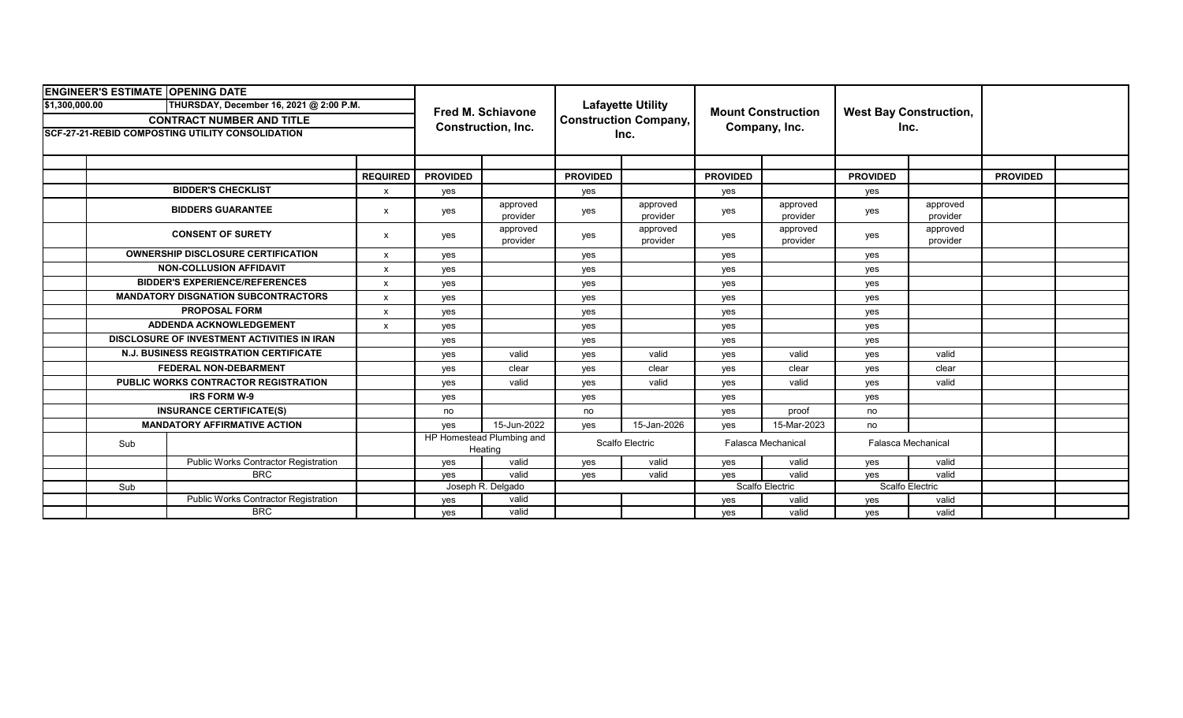| ENGINEER'S ESTIMATE | OPENING DATE | | | Fred M. Schiavone Construction, Inc. | | Lafayette Utility Construction Company, Inc. | | Mount Construction Company, Inc. | | West Bay Construction, Inc. | | | |
|---|---|---|---|---|---|---|---|---|---|---|---|---|---|
| $1,300,000.00 | THURSDAY, December 16, 2021 @ 2:00 P.M. | | | | | | | | | | | | |
| CONTRACT NUMBER AND TITLE | | | | | | | | | | | | | |
| SCF-27-21-REBID COMPOSTING UTILITY CONSOLIDATION | | | | | | | | | | | | | |
| | | | | | | | | | | | | | |
| | | | REQUIRED | PROVIDED | | PROVIDED | | PROVIDED | | PROVIDED | | PROVIDED | |
| | BIDDER'S CHECKLIST | | x | yes | | yes | | yes | | yes | | | |
| | BIDDERS GUARANTEE | | x | yes | approved provider | yes | approved provider | yes | approved provider | yes | approved provider | | |
| | CONSENT OF SURETY | | x | yes | approved provider | yes | approved provider | yes | approved provider | yes | approved provider | | |
| | OWNERSHIP DISCLOSURE CERTIFICATION | | x | yes | | yes | | yes | | yes | | | |
| | NON-COLLUSION AFFIDAVIT | | x | yes | | yes | | yes | | yes | | | |
| | BIDDER'S EXPERIENCE/REFERENCES | | x | yes | | yes | | yes | | yes | | | |
| | MANDATORY DISGNATION SUBCONTRACTORS | | x | yes | | yes | | yes | | yes | | | |
| | PROPOSAL FORM | | x | yes | | yes | | yes | | yes | | | |
| | ADDENDA ACKNOWLEDGEMENT | | x | yes | | yes | | yes | | yes | | | |
| | DISCLOSURE OF INVESTMENT ACTIVITIES IN IRAN | | | yes | | yes | | yes | | yes | | | |
| | N.J. BUSINESS REGISTRATION CERTIFICATE | | | yes | valid | yes | valid | yes | valid | yes | valid | | |
| | FEDERAL NON-DEBARMENT | | | yes | clear | yes | clear | yes | clear | yes | clear | | |
| | PUBLIC WORKS CONTRACTOR REGISTRATION | | | yes | valid | yes | valid | yes | valid | yes | valid | | |
| | IRS FORM W-9 | | | yes | | yes | | yes | | yes | | | |
| | INSURANCE CERTIFICATE(S) | | | no | | no | | yes | proof | no | | | |
| | MANDATORY AFFIRMATIVE ACTION | | | yes | 15-Jun-2022 | yes | 15-Jan-2026 | yes | 15-Mar-2023 | no | | | |
| | Sub | | | HP Homestead Plumbing and Heating | | Scalfo Electric | | Falasca Mechanical | | Falasca Mechanical | | | |
| | | Public Works Contractor Registration | | yes | valid | yes | valid | yes | valid | yes | valid | | |
| | | BRC | | yes | valid | yes | valid | yes | valid | yes | valid | | |
| | Sub | | | Joseph R. Delgado | | | | Scalfo Electric | | Scalfo Electric | | | |
| | | Public Works Contractor Registration | | yes | valid | | | yes | valid | yes | valid | | |
| | | BRC | | yes | valid | | | yes | valid | yes | valid | | |